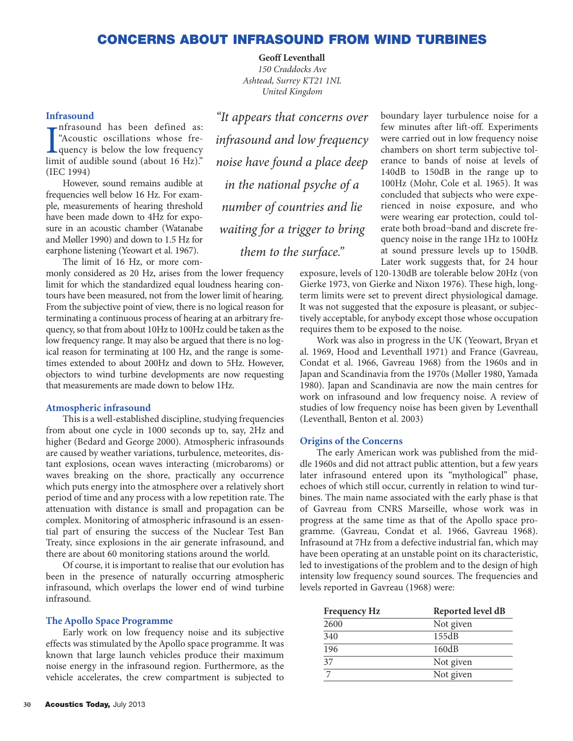# CONCERNS ABOUT INFRASOUND FROM WIND TURBINES

**Geoff Leventhall**
*150 Craddocks Ave*
*Ashtead, Surrey KT21 1NL*
*United Kingdom*

## Infrasound

Infrasound has been defined as: "Acoustic oscillations whose frequency is below the low frequency limit of audible sound (about 16 Hz)." (IEC 1994)

However, sound remains audible at frequencies well below 16 Hz. For example, measurements of hearing threshold have been made down to 4Hz for exposure in an acoustic chamber (Watanabe and Møller 1990) and down to 1.5 Hz for earphone listening (Yeowart et al. 1967).

The limit of 16 Hz, or more commonly considered as 20 Hz, arises from the lower frequency limit for which the standardized equal loudness hearing contours have been measured, not from the lower limit of hearing. From the subjective point of view, there is no logical reason for terminating a continuous process of hearing at an arbitrary frequency, so that from about 10Hz to 100Hz could be taken as the low frequency range. It may also be argued that there is no logical reason for terminating at 100 Hz, and the range is sometimes extended to about 200Hz and down to 5Hz. However, objectors to wind turbine developments are now requesting that measurements are made down to below 1Hz.

*"It appears that concerns over infrasound and low frequency noise have found a place deep in the national psyche of a number of countries and lie waiting for a trigger to bring them to the surface."*

## Atmospheric infrasound

This is a well-established discipline, studying frequencies from about one cycle in 1000 seconds up to, say, 2Hz and higher (Bedard and George 2000). Atmospheric infrasounds are caused by weather variations, turbulence, meteorites, distant explosions, ocean waves interacting (microbaroms) or waves breaking on the shore, practically any occurrence which puts energy into the atmosphere over a relatively short period of time and any process with a low repetition rate. The attenuation with distance is small and propagation can be complex. Monitoring of atmospheric infrasound is an essential part of ensuring the success of the Nuclear Test Ban Treaty, since explosions in the air generate infrasound, and there are about 60 monitoring stations around the world.

Of course, it is important to realise that our evolution has been in the presence of naturally occurring atmospheric infrasound, which overlaps the lower end of wind turbine infrasound.

## The Apollo Space Programme

Early work on low frequency noise and its subjective effects was stimulated by the Apollo space programme. It was known that large launch vehicles produce their maximum noise energy in the infrasound region. Furthermore, as the vehicle accelerates, the crew compartment is subjected to boundary layer turbulence noise for a few minutes after lift-off. Experiments were carried out in low frequency noise chambers on short term subjective tolerance to bands of noise at levels of 140dB to 150dB in the range up to 100Hz (Mohr, Cole et al. 1965). It was concluded that subjects who were experienced in noise exposure, and who were wearing ear protection, could tolerate both broad¬band and discrete frequency noise in the range 1Hz to 100Hz at sound pressure levels up to 150dB. Later work suggests that, for 24 hour exposure, levels of 120-130dB are tolerable below 20Hz (von Gierke 1973, von Gierke and Nixon 1976). These high, long-term limits were set to prevent direct physiological damage. It was not suggested that the exposure is pleasant, or subjectively acceptable, for anybody except those whose occupation requires them to be exposed to the noise.

Work was also in progress in the UK (Yeowart, Bryan et al. 1969, Hood and Leventhall 1971) and France (Gavreau, Condat et al. 1966, Gavreau 1968) from the 1960s and in Japan and Scandinavia from the 1970s (Møller 1980, Yamada 1980). Japan and Scandinavia are now the main centres for work on infrasound and low frequency noise. A review of studies of low frequency noise has been given by Leventhall (Leventhall, Benton et al. 2003)

## Origins of the Concerns

The early American work was published from the middle 1960s and did not attract public attention, but a few years later infrasound entered upon its "mythological" phase, echoes of which still occur, currently in relation to wind turbines. The main name associated with the early phase is that of Gavreau from CNRS Marseille, whose work was in progress at the same time as that of the Apollo space programme. (Gavreau, Condat et al. 1966, Gavreau 1968). Infrasound at 7Hz from a defective industrial fan, which may have been operating at an unstable point on its characteristic, led to investigations of the problem and to the design of high intensity low frequency sound sources. The frequencies and levels reported in Gavreau (1968) were:

| Frequency Hz | Reported level dB |
|---|---|
| 2600 | Not given |
| 340 | 155dB |
| 196 | 160dB |
| 37 | Not given |
| 7 | Not given |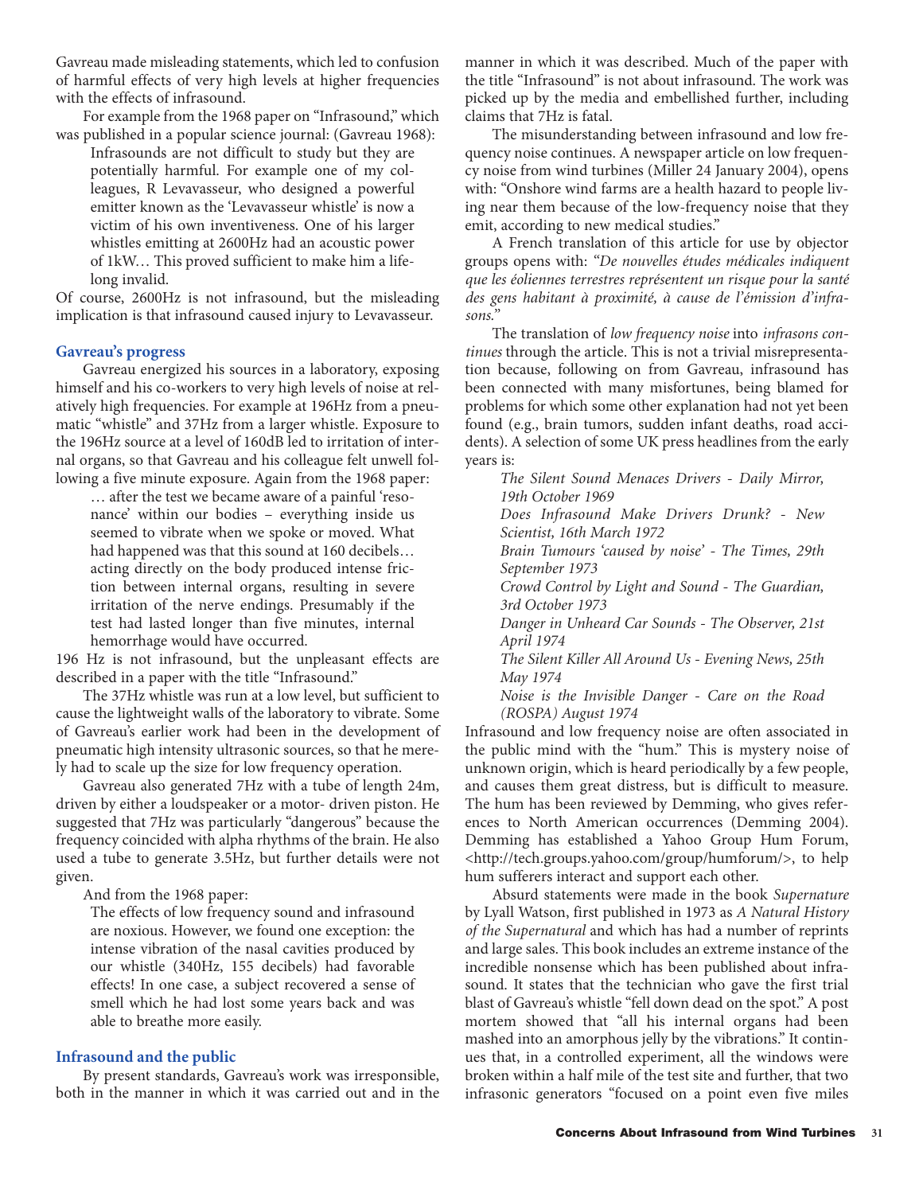Gavreau made misleading statements, which led to confusion of harmful effects of very high levels at higher frequencies with the effects of infrasound.

For example from the 1968 paper on "Infrasound," which was published in a popular science journal: (Gavreau 1968):

> Infrasounds are not difficult to study but they are potentially harmful. For example one of my colleagues, R Levavasseur, who designed a powerful emitter known as the 'Levavasseur whistle' is now a victim of his own inventiveness. One of his larger whistles emitting at 2600Hz had an acoustic power of 1kW… This proved sufficient to make him a lifelong invalid.

Of course, 2600Hz is not infrasound, but the misleading implication is that infrasound caused injury to Levavasseur.

## Gavreau's progress

Gavreau energized his sources in a laboratory, exposing himself and his co-workers to very high levels of noise at relatively high frequencies. For example at 196Hz from a pneumatic "whistle" and 37Hz from a larger whistle. Exposure to the 196Hz source at a level of 160dB led to irritation of internal organs, so that Gavreau and his colleague felt unwell following a five minute exposure. Again from the 1968 paper:

> … after the test we became aware of a painful 'resonance' within our bodies – everything inside us seemed to vibrate when we spoke or moved. What had happened was that this sound at 160 decibels… acting directly on the body produced intense friction between internal organs, resulting in severe irritation of the nerve endings. Presumably if the test had lasted longer than five minutes, internal hemorrhage would have occurred.

196 Hz is not infrasound, but the unpleasant effects are described in a paper with the title "Infrasound."

The 37Hz whistle was run at a low level, but sufficient to cause the lightweight walls of the laboratory to vibrate. Some of Gavreau's earlier work had been in the development of pneumatic high intensity ultrasonic sources, so that he merely had to scale up the size for low frequency operation.

Gavreau also generated 7Hz with a tube of length 24m, driven by either a loudspeaker or a motor- driven piston. He suggested that 7Hz was particularly "dangerous" because the frequency coincided with alpha rhythms of the brain. He also used a tube to generate 3.5Hz, but further details were not given.

And from the 1968 paper:

> The effects of low frequency sound and infrasound are noxious. However, we found one exception: the intense vibration of the nasal cavities produced by our whistle (340Hz, 155 decibels) had favorable effects! In one case, a subject recovered a sense of smell which he had lost some years back and was able to breathe more easily.

## Infrasound and the public

By present standards, Gavreau's work was irresponsible, both in the manner in which it was carried out and in the manner in which it was described. Much of the paper with the title "Infrasound" is not about infrasound. The work was picked up by the media and embellished further, including claims that 7Hz is fatal.

The misunderstanding between infrasound and low frequency noise continues. A newspaper article on low frequency noise from wind turbines (Miller 24 January 2004), opens with: "Onshore wind farms are a health hazard to people living near them because of the low-frequency noise that they emit, according to new medical studies."

A French translation of this article for use by objector groups opens with: *"De nouvelles études médicales indiquent que les éoliennes terrestres représentent un risque pour la santé des gens habitant à proximité, à cause de l'émission d'infrasons."*

The translation of *low frequency noise* into *infrasons continues* through the article. This is not a trivial misrepresentation because, following on from Gavreau, infrasound has been connected with many misfortunes, being blamed for problems for which some other explanation had not yet been found (e.g., brain tumors, sudden infant deaths, road accidents). A selection of some UK press headlines from the early years is:

> *The Silent Sound Menaces Drivers - Daily Mirror, 19th October 1969*
>
> *Does Infrasound Make Drivers Drunk? - New Scientist, 16th March 1972*
>
> *Brain Tumours 'caused by noise' - The Times, 29th September 1973*
>
> *Crowd Control by Light and Sound - The Guardian, 3rd October 1973*
>
> *Danger in Unheard Car Sounds - The Observer, 21st April 1974*
>
> *The Silent Killer All Around Us - Evening News, 25th May 1974*
>
> *Noise is the Invisible Danger - Care on the Road (ROSPA) August 1974*

Infrasound and low frequency noise are often associated in the public mind with the "hum." This is mystery noise of unknown origin, which is heard periodically by a few people, and causes them great distress, but is difficult to measure. The hum has been reviewed by Demming, who gives references to North American occurrences (Demming 2004). Demming has established a Yahoo Group Hum Forum, <http://tech.groups.yahoo.com/group/humforum/>, to help hum sufferers interact and support each other.

Absurd statements were made in the book *Supernature* by Lyall Watson, first published in 1973 as *A Natural History of the Supernatural* and which has had a number of reprints and large sales. This book includes an extreme instance of the incredible nonsense which has been published about infrasound. It states that the technician who gave the first trial blast of Gavreau's whistle "fell down dead on the spot." A post mortem showed that "all his internal organs had been mashed into an amorphous jelly by the vibrations." It continues that, in a controlled experiment, all the windows were broken within a half mile of the test site and further, that two infrasonic generators "focused on a point even five miles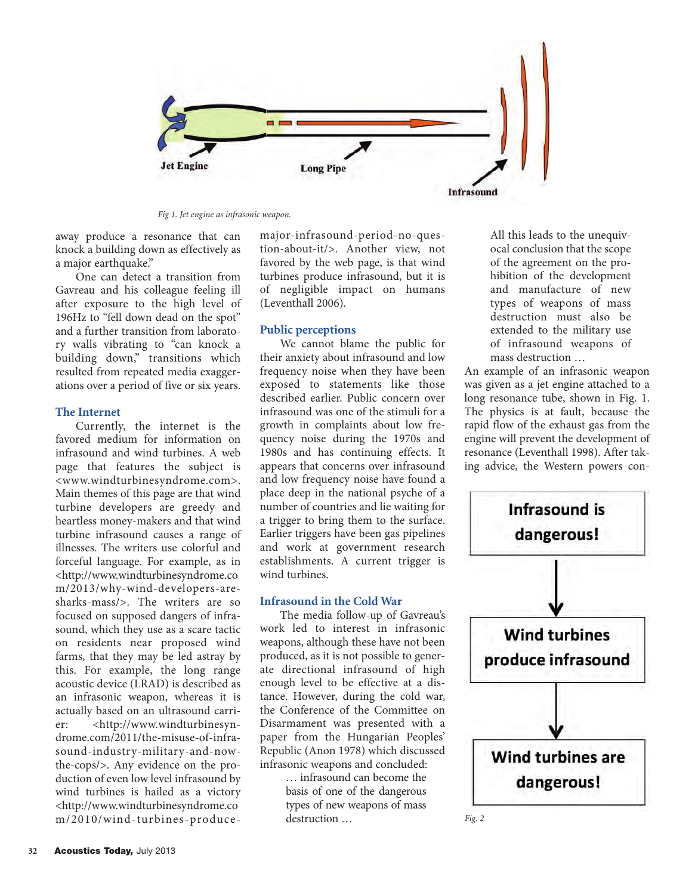Jet Engine

Long Pipe

Infrasound

*Fig 1. Jet engine as infrasonic weapon.*

away produce a resonance that can knock a building down as effectively as a major earthquake."

One can detect a transition from Gavreau and his colleague feeling ill after exposure to the high level of 196Hz to "fell down dead on the spot" and a further transition from laboratory walls vibrating to "can knock a building down," transitions which resulted from repeated media exaggerations over a period of five or six years.

## The Internet

Currently, the internet is the favored medium for information on infrasound and wind turbines. A web page that features the subject is <www.windturbinesyndrome.com>. Main themes of this page are that wind turbine developers are greedy and heartless money-makers and that wind turbine infrasound causes a range of illnesses. The writers use colorful and forceful language. For example, as in <http://www.windturbinesyndrome.com/2013/why-wind-developers-are-sharks-mass/>. The writers are so focused on supposed dangers of infrasound, which they use as a scare tactic on residents near proposed wind farms, that they may be led astray by this. For example, the long range acoustic device (LRAD) is described as an infrasonic weapon, whereas it is actually based on an ultrasound carrier: <http://www.windturbinesyndrome.com/2011/the-misuse-of-infrasound-industry-military-and-now-the-cops/>. Any evidence on the production of even low level infrasound by wind turbines is hailed as a victory <http://www.windturbinesyndrome.com/2010/wind-turbines-produce-major-infrasound-period-no-question-about-it/>. Another view, not favored by the web page, is that wind turbines produce infrasound, but it is of negligible impact on humans (Leventhall 2006).

## Public perceptions

We cannot blame the public for their anxiety about infrasound and low frequency noise when they have been exposed to statements like those described earlier. Public concern over infrasound was one of the stimuli for a growth in complaints about low frequency noise during the 1970s and 1980s and has continuing effects. It appears that concerns over infrasound and low frequency noise have found a place deep in the national psyche of a number of countries and lie waiting for a trigger to bring them to the surface. Earlier triggers have been gas pipelines and work at government research establishments. A current trigger is wind turbines.

## Infrasound in the Cold War

The media follow-up of Gavreau's work led to interest in infrasonic weapons, although these have not been produced, as it is not possible to generate directional infrasound of high enough level to be effective at a distance. However, during the cold war, the Conference of the Committee on Disarmament was presented with a paper from the Hungarian Peoples' Republic (Anon 1978) which discussed infrasonic weapons and concluded:

> … infrasound can become the basis of one of the dangerous types of new weapons of mass destruction …
>
> All this leads to the unequivocal conclusion that the scope of the agreement on the prohibition of the development and manufacture of new types of weapons of mass destruction must also be extended to the military use of infrasound weapons of mass destruction …

An example of an infrasonic weapon was given as a jet engine attached to a long resonance tube, shown in Fig. 1. The physics is at fault, because the rapid flow of the exhaust gas from the engine will prevent the development of resonance (Leventhall 1998). After taking advice, the Western powers con-

Infrasound is dangerous!

Wind turbines produce infrasound

Wind turbines are dangerous!

*Fig. 2*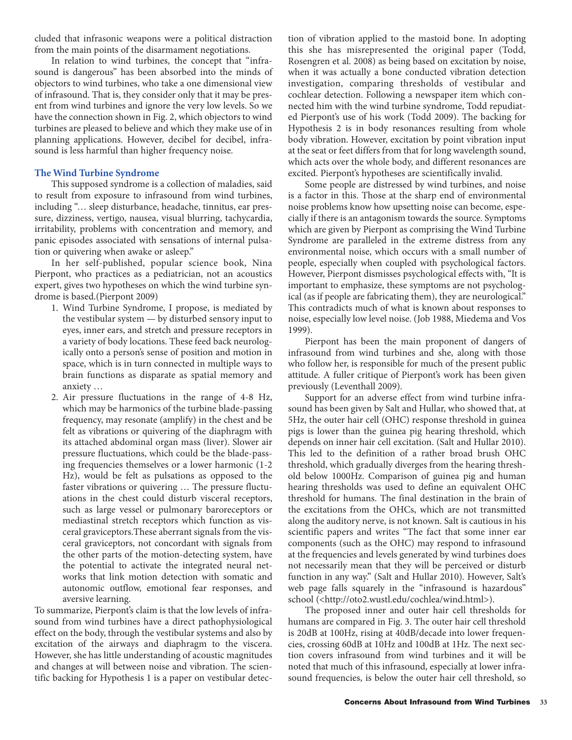cluded that infrasonic weapons were a political distraction from the main points of the disarmament negotiations.

In relation to wind turbines, the concept that "infrasound is dangerous" has been absorbed into the minds of objectors to wind turbines, who take a one dimensional view of infrasound. That is, they consider only that it may be present from wind turbines and ignore the very low levels. So we have the connection shown in Fig. 2, which objectors to wind turbines are pleased to believe and which they make use of in planning applications. However, decibel for decibel, infrasound is less harmful than higher frequency noise.

### The Wind Turbine Syndrome

This supposed syndrome is a collection of maladies, said to result from exposure to infrasound from wind turbines, including "… sleep disturbance, headache, tinnitus, ear pressure, dizziness, vertigo, nausea, visual blurring, tachycardia, irritability, problems with concentration and memory, and panic episodes associated with sensations of internal pulsation or quivering when awake or asleep."

In her self-published, popular science book, Nina Pierpont, who practices as a pediatrician, not an acoustics expert, gives two hypotheses on which the wind turbine syndrome is based.(Pierpont 2009)

1. Wind Turbine Syndrome, I propose, is mediated by the vestibular system — by disturbed sensory input to eyes, inner ears, and stretch and pressure receptors in a variety of body locations. These feed back neurologically onto a person's sense of position and motion in space, which is in turn connected in multiple ways to brain functions as disparate as spatial memory and anxiety …
2. Air pressure fluctuations in the range of 4-8 Hz, which may be harmonics of the turbine blade-passing frequency, may resonate (amplify) in the chest and be felt as vibrations or quivering of the diaphragm with its attached abdominal organ mass (liver). Slower air pressure fluctuations, which could be the blade-passing frequencies themselves or a lower harmonic (1-2 Hz), would be felt as pulsations as opposed to the faster vibrations or quivering … The pressure fluctuations in the chest could disturb visceral receptors, such as large vessel or pulmonary baroreceptors or mediastinal stretch receptors which function as visceral graviceptors.These aberrant signals from the visceral graviceptors, not concordant with signals from the other parts of the motion-detecting system, have the potential to activate the integrated neural networks that link motion detection with somatic and autonomic outflow, emotional fear responses, and aversive learning.

To summarize, Pierpont's claim is that the low levels of infrasound from wind turbines have a direct pathophysiological effect on the body, through the vestibular systems and also by excitation of the airways and diaphragm to the viscera. However, she has little understanding of acoustic magnitudes and changes at will between noise and vibration. The scientific backing for Hypothesis 1 is a paper on vestibular detection of vibration applied to the mastoid bone. In adopting this she has misrepresented the original paper (Todd, Rosengren et al. 2008) as being based on excitation by noise, when it was actually a bone conducted vibration detection investigation, comparing thresholds of vestibular and cochlear detection. Following a newspaper item which connected him with the wind turbine syndrome, Todd repudiated Pierpont's use of his work (Todd 2009). The backing for Hypothesis 2 is in body resonances resulting from whole body vibration. However, excitation by point vibration input at the seat or feet differs from that for long wavelength sound, which acts over the whole body, and different resonances are excited. Pierpont's hypotheses are scientifically invalid.

Some people are distressed by wind turbines, and noise is a factor in this. Those at the sharp end of environmental noise problems know how upsetting noise can become, especially if there is an antagonism towards the source. Symptoms which are given by Pierpont as comprising the Wind Turbine Syndrome are paralleled in the extreme distress from any environmental noise, which occurs with a small number of people, especially when coupled with psychological factors. However, Pierpont dismisses psychological effects with, "It is important to emphasize, these symptoms are not psychological (as if people are fabricating them), they are neurological." This contradicts much of what is known about responses to noise, especially low level noise. (Job 1988, Miedema and Vos 1999).

Pierpont has been the main proponent of dangers of infrasound from wind turbines and she, along with those who follow her, is responsible for much of the present public attitude. A fuller critique of Pierpont's work has been given previously (Leventhall 2009).

Support for an adverse effect from wind turbine infrasound has been given by Salt and Hullar, who showed that, at 5Hz, the outer hair cell (OHC) response threshold in guinea pigs is lower than the guinea pig hearing threshold, which depends on inner hair cell excitation. (Salt and Hullar 2010). This led to the definition of a rather broad brush OHC threshold, which gradually diverges from the hearing threshold below 1000Hz. Comparison of guinea pig and human hearing thresholds was used to define an equivalent OHC threshold for humans. The final destination in the brain of the excitations from the OHCs, which are not transmitted along the auditory nerve, is not known. Salt is cautious in his scientific papers and writes "The fact that some inner ear components (such as the OHC) may respond to infrasound at the frequencies and levels generated by wind turbines does not necessarily mean that they will be perceived or disturb function in any way." (Salt and Hullar 2010). However, Salt's web page falls squarely in the "infrasound is hazardous" school (<http://oto2.wustl.edu/cochlea/wind.html>).

The proposed inner and outer hair cell thresholds for humans are compared in Fig. 3. The outer hair cell threshold is 20dB at 100Hz, rising at 40dB/decade into lower frequencies, crossing 60dB at 10Hz and 100dB at 1Hz. The next section covers infrasound from wind turbines and it will be noted that much of this infrasound, especially at lower infrasound frequencies, is below the outer hair cell threshold, so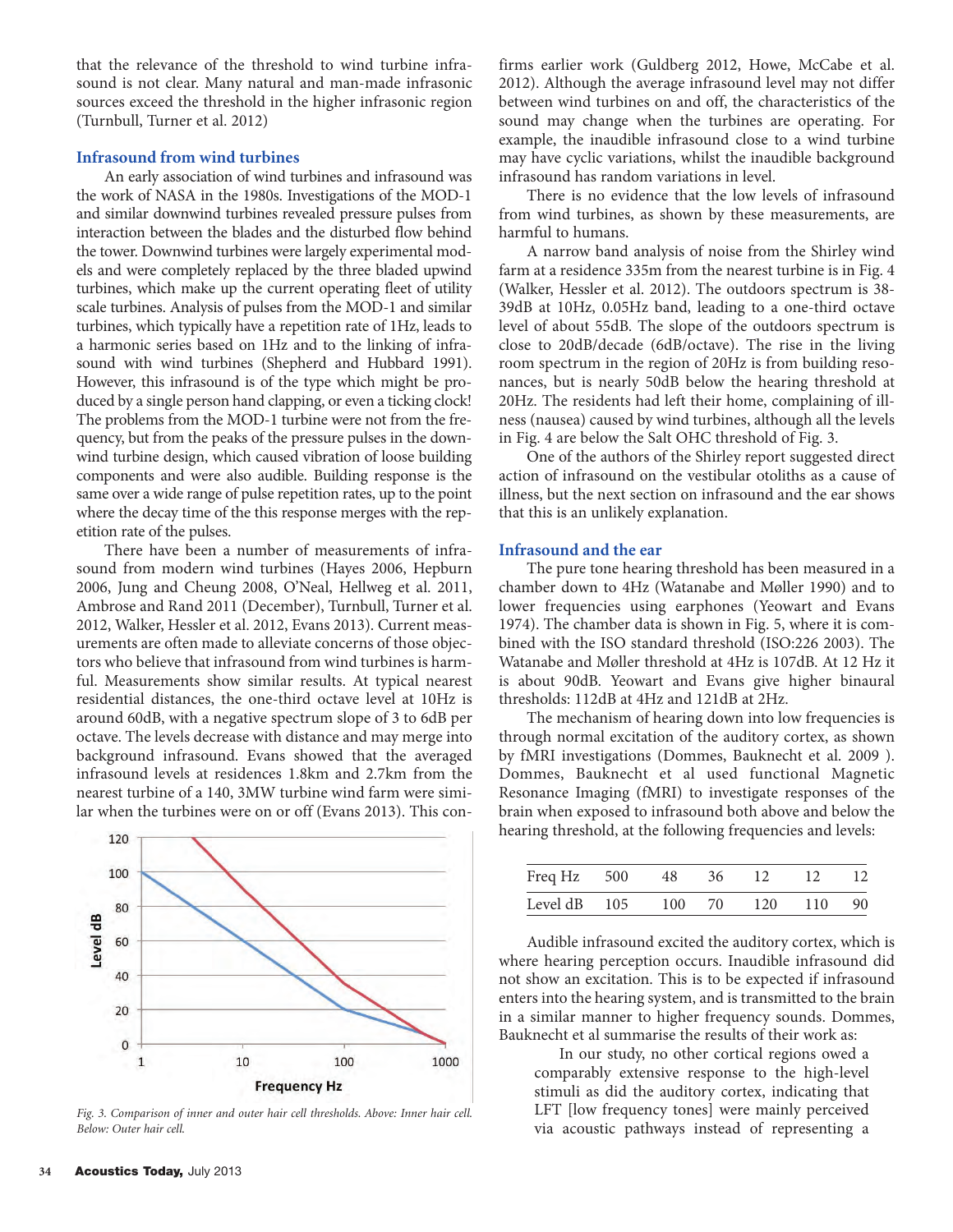that the relevance of the threshold to wind turbine infrasound is not clear. Many natural and man-made infrasonic sources exceed the threshold in the higher infrasonic region (Turnbull, Turner et al. 2012)

## Infrasound from wind turbines

An early association of wind turbines and infrasound was the work of NASA in the 1980s. Investigations of the MOD-1 and similar downwind turbines revealed pressure pulses from interaction between the blades and the disturbed flow behind the tower. Downwind turbines were largely experimental models and were completely replaced by the three bladed upwind turbines, which make up the current operating fleet of utility scale turbines. Analysis of pulses from the MOD-1 and similar turbines, which typically have a repetition rate of 1Hz, leads to a harmonic series based on 1Hz and to the linking of infrasound with wind turbines (Shepherd and Hubbard 1991). However, this infrasound is of the type which might be produced by a single person hand clapping, or even a ticking clock! The problems from the MOD-1 turbine were not from the frequency, but from the peaks of the pressure pulses in the downwind turbine design, which caused vibration of loose building components and were also audible. Building response is the same over a wide range of pulse repetition rates, up to the point where the decay time of the this response merges with the repetition rate of the pulses.

There have been a number of measurements of infrasound from modern wind turbines (Hayes 2006, Hepburn 2006, Jung and Cheung 2008, O'Neal, Hellweg et al. 2011, Ambrose and Rand 2011 (December), Turnbull, Turner et al. 2012, Walker, Hessler et al. 2012, Evans 2013). Current measurements are often made to alleviate concerns of those objectors who believe that infrasound from wind turbines is harmful. Measurements show similar results. At typical nearest residential distances, the one-third octave level at 10Hz is around 60dB, with a negative spectrum slope of 3 to 6dB per octave. The levels decrease with distance and may merge into background infrasound. Evans showed that the averaged infrasound levels at residences 1.8km and 2.7km from the nearest turbine of a 140, 3MW turbine wind farm were similar when the turbines were on or off (Evans 2013). This confirms earlier work (Guldberg 2012, Howe, McCabe et al. 2012). Although the average infrasound level may not differ between wind turbines on and off, the characteristics of the sound may change when the turbines are operating. For example, the inaudible infrasound close to a wind turbine may have cyclic variations, whilst the inaudible background infrasound has random variations in level.

*Fig. 3. Comparison of inner and outer hair cell thresholds. Above: Inner hair cell. Below: Outer hair cell.*

There is no evidence that the low levels of infrasound from wind turbines, as shown by these measurements, are harmful to humans.

A narrow band analysis of noise from the Shirley wind farm at a residence 335m from the nearest turbine is in Fig. 4 (Walker, Hessler et al. 2012). The outdoors spectrum is 38-39dB at 10Hz, 0.05Hz band, leading to a one-third octave level of about 55dB. The slope of the outdoors spectrum is close to 20dB/decade (6dB/octave). The rise in the living room spectrum in the region of 20Hz is from building resonances, but is nearly 50dB below the hearing threshold at 20Hz. The residents had left their home, complaining of illness (nausea) caused by wind turbines, although all the levels in Fig. 4 are below the Salt OHC threshold of Fig. 3.

One of the authors of the Shirley report suggested direct action of infrasound on the vestibular otoliths as a cause of illness, but the next section on infrasound and the ear shows that this is an unlikely explanation.

## Infrasound and the ear

The pure tone hearing threshold has been measured in a chamber down to 4Hz (Watanabe and Møller 1990) and to lower frequencies using earphones (Yeowart and Evans 1974). The chamber data is shown in Fig. 5, where it is combined with the ISO standard threshold (ISO:226 2003). The Watanabe and Møller threshold at 4Hz is 107dB. At 12 Hz it is about 90dB. Yeowart and Evans give higher binaural thresholds: 112dB at 4Hz and 121dB at 2Hz.

The mechanism of hearing down into low frequencies is through normal excitation of the auditory cortex, as shown by fMRI investigations (Dommes, Bauknecht et al. 2009 ). Dommes, Bauknecht et al used functional Magnetic Resonance Imaging (fMRI) to investigate responses of the brain when exposed to infrasound both above and below the hearing threshold, at the following frequencies and levels:

| Freq Hz | 500 | 48 | 36 | 12 | 12 | 12 |
|---|---|---|---|---|---|---|
| Level dB | 105 | 100 | 70 | 120 | 110 | 90 |

Audible infrasound excited the auditory cortex, which is where hearing perception occurs. Inaudible infrasound did not show an excitation. This is to be expected if infrasound enters into the hearing system, and is transmitted to the brain in a similar manner to higher frequency sounds. Dommes, Bauknecht et al summarise the results of their work as:

> In our study, no other cortical regions owed a comparably extensive response to the high-level stimuli as did the auditory cortex, indicating that LFT [low frequency tones] were mainly perceived via acoustic pathways instead of representing a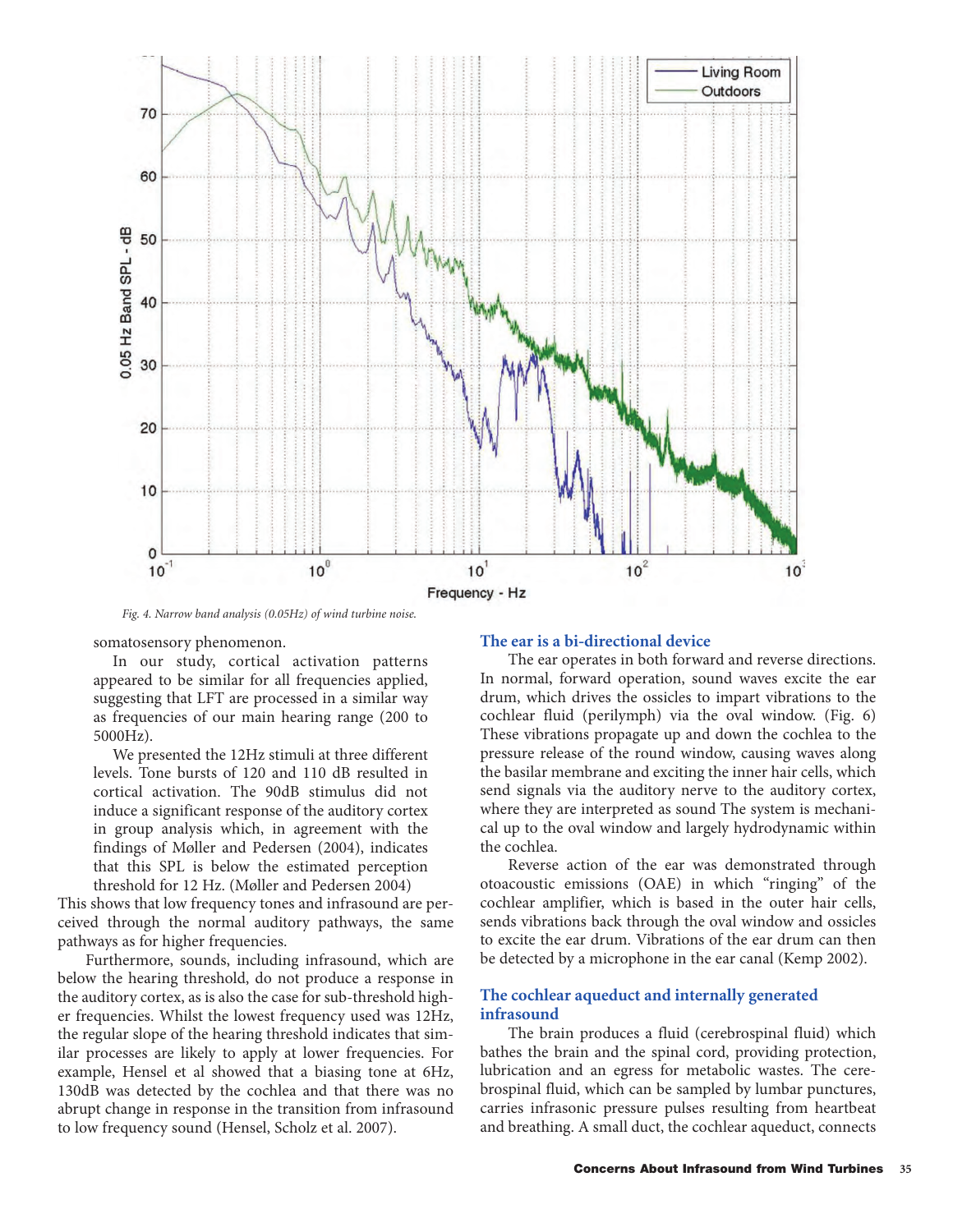Fig. 4. Narrow band analysis (0.05Hz) of wind turbine noise.

somatosensory phenomenon.

In our study, cortical activation patterns appeared to be similar for all frequencies applied, suggesting that LFT are processed in a similar way as frequencies of our main hearing range (200 to 5000Hz).

We presented the 12Hz stimuli at three different levels. Tone bursts of 120 and 110 dB resulted in cortical activation. The 90dB stimulus did not induce a significant response of the auditory cortex in group analysis which, in agreement with the findings of Møller and Pedersen (2004), indicates that this SPL is below the estimated perception threshold for 12 Hz. (Møller and Pedersen 2004) This shows that low frequency tones and infrasound are perceived through the normal auditory pathways, the same pathways as for higher frequencies.

Furthermore, sounds, including infrasound, which are below the hearing threshold, do not produce a response in the auditory cortex, as is also the case for sub-threshold higher frequencies. Whilst the lowest frequency used was 12Hz, the regular slope of the hearing threshold indicates that similar processes are likely to apply at lower frequencies. For example, Hensel et al showed that a biasing tone at 6Hz, 130dB was detected by the cochlea and that there was no abrupt change in response in the transition from infrasound to low frequency sound (Hensel, Scholz et al. 2007).

## The ear is a bi-directional device

The ear operates in both forward and reverse directions. In normal, forward operation, sound waves excite the ear drum, which drives the ossicles to impart vibrations to the cochlear fluid (perilymph) via the oval window. (Fig. 6) These vibrations propagate up and down the cochlea to the pressure release of the round window, causing waves along the basilar membrane and exciting the inner hair cells, which send signals via the auditory nerve to the auditory cortex, where they are interpreted as sound The system is mechanical up to the oval window and largely hydrodynamic within the cochlea.

Reverse action of the ear was demonstrated through otoacoustic emissions (OAE) in which "ringing" of the cochlear amplifier, which is based in the outer hair cells, sends vibrations back through the oval window and ossicles to excite the ear drum. Vibrations of the ear drum can then be detected by a microphone in the ear canal (Kemp 2002).

## The cochlear aqueduct and internally generated infrasound

The brain produces a fluid (cerebrospinal fluid) which bathes the brain and the spinal cord, providing protection, lubrication and an egress for metabolic wastes. The cerebrospinal fluid, which can be sampled by lumbar punctures, carries infrasonic pressure pulses resulting from heartbeat and breathing. A small duct, the cochlear aqueduct, connects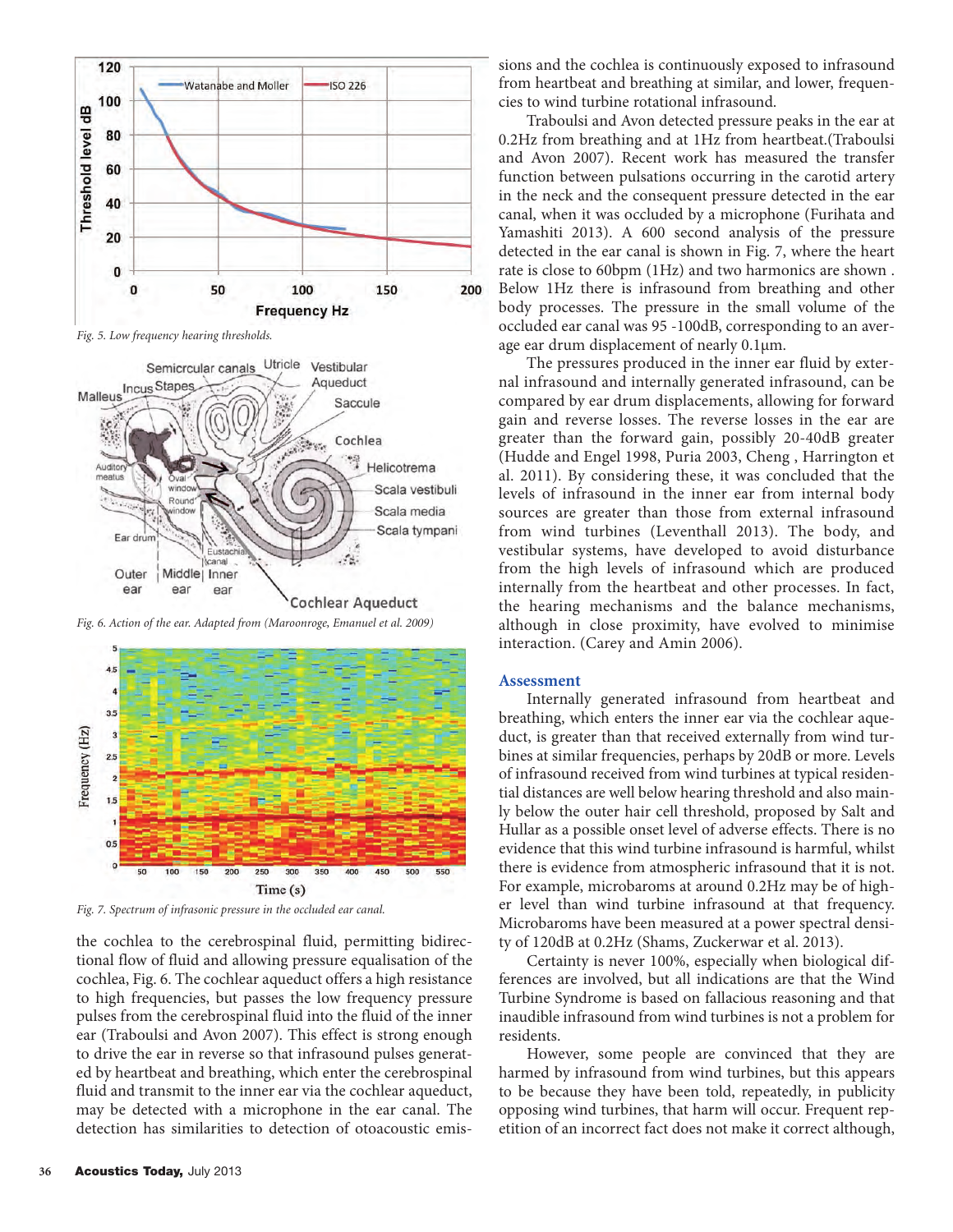Fig. 5. Low frequency hearing thresholds.

Fig. 6. Action of the ear. Adapted from (Maroonroge, Emanuel et al. 2009)

Fig. 7. Spectrum of infrasonic pressure in the occluded ear canal.

the cochlea to the cerebrospinal fluid, permitting bidirectional flow of fluid and allowing pressure equalisation of the cochlea, Fig. 6. The cochlear aqueduct offers a high resistance to high frequencies, but passes the low frequency pressure pulses from the cerebrospinal fluid into the fluid of the inner ear (Traboulsi and Avon 2007). This effect is strong enough to drive the ear in reverse so that infrasound pulses generated by heartbeat and breathing, which enter the cerebrospinal fluid and transmit to the inner ear via the cochlear aqueduct, may be detected with a microphone in the ear canal. The detection has similarities to detection of otoacoustic emissions and the cochlea is continuously exposed to infrasound from heartbeat and breathing at similar, and lower, frequencies to wind turbine rotational infrasound.

Traboulsi and Avon detected pressure peaks in the ear at 0.2Hz from breathing and at 1Hz from heartbeat.(Traboulsi and Avon 2007). Recent work has measured the transfer function between pulsations occurring in the carotid artery in the neck and the consequent pressure detected in the ear canal, when it was occluded by a microphone (Furihata and Yamashiti 2013). A 600 second analysis of the pressure detected in the ear canal is shown in Fig. 7, where the heart rate is close to 60bpm (1Hz) and two harmonics are shown . Below 1Hz there is infrasound from breathing and other body processes. The pressure in the small volume of the occluded ear canal was 95 -100dB, corresponding to an average ear drum displacement of nearly 0.1μm.

The pressures produced in the inner ear fluid by external infrasound and internally generated infrasound, can be compared by ear drum displacements, allowing for forward gain and reverse losses. The reverse losses in the ear are greater than the forward gain, possibly 20-40dB greater (Hudde and Engel 1998, Puria 2003, Cheng , Harrington et al. 2011). By considering these, it was concluded that the levels of infrasound in the inner ear from internal body sources are greater than those from external infrasound from wind turbines (Leventhall 2013). The body, and vestibular systems, have developed to avoid disturbance from the high levels of infrasound which are produced internally from the heartbeat and other processes. In fact, the hearing mechanisms and the balance mechanisms, although in close proximity, have evolved to minimise interaction. (Carey and Amin 2006).

## Assessment

Internally generated infrasound from heartbeat and breathing, which enters the inner ear via the cochlear aqueduct, is greater than that received externally from wind turbines at similar frequencies, perhaps by 20dB or more. Levels of infrasound received from wind turbines at typical residential distances are well below hearing threshold and also mainly below the outer hair cell threshold, proposed by Salt and Hullar as a possible onset level of adverse effects. There is no evidence that this wind turbine infrasound is harmful, whilst there is evidence from atmospheric infrasound that it is not. For example, microbaroms at around 0.2Hz may be of higher level than wind turbine infrasound at that frequency. Microbaroms have been measured at a power spectral density of 120dB at 0.2Hz (Shams, Zuckerwar et al. 2013).

Certainty is never 100%, especially when biological differences are involved, but all indications are that the Wind Turbine Syndrome is based on fallacious reasoning and that inaudible infrasound from wind turbines is not a problem for residents.

However, some people are convinced that they are harmed by infrasound from wind turbines, but this appears to be because they have been told, repeatedly, in publicity opposing wind turbines, that harm will occur. Frequent repetition of an incorrect fact does not make it correct although,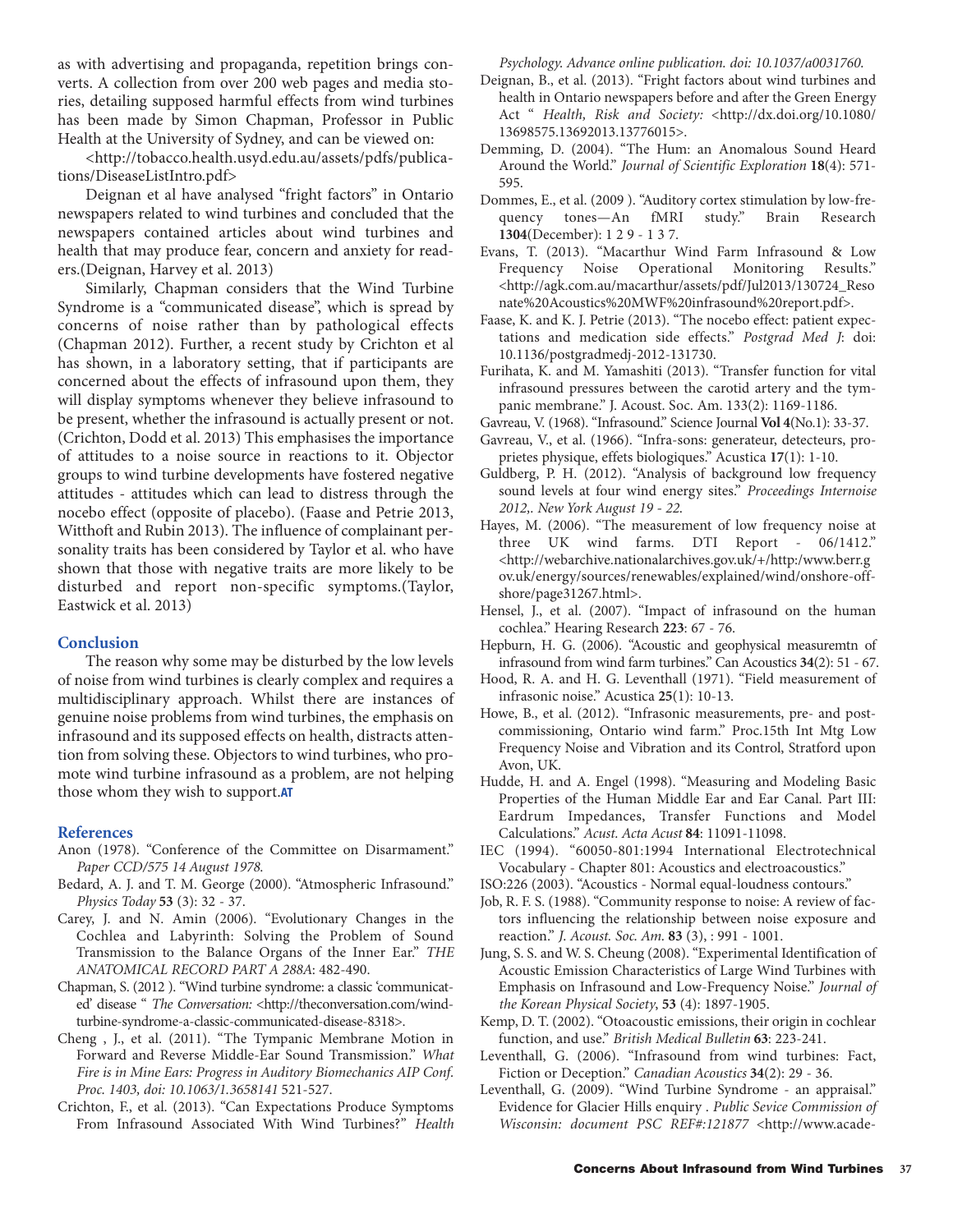as with advertising and propaganda, repetition brings converts. A collection from over 200 web pages and media stories, detailing supposed harmful effects from wind turbines has been made by Simon Chapman, Professor in Public Health at the University of Sydney, and can be viewed on:

<http://tobacco.health.usyd.edu.au/assets/pdfs/publications/DiseaseListIntro.pdf>

Deignan et al have analysed "fright factors" in Ontario newspapers related to wind turbines and concluded that the newspapers contained articles about wind turbines and health that may produce fear, concern and anxiety for readers.(Deignan, Harvey et al. 2013)

Similarly, Chapman considers that the Wind Turbine Syndrome is a "communicated disease", which is spread by concerns of noise rather than by pathological effects (Chapman 2012). Further, a recent study by Crichton et al has shown, in a laboratory setting, that if participants are concerned about the effects of infrasound upon them, they will display symptoms whenever they believe infrasound to be present, whether the infrasound is actually present or not. (Crichton, Dodd et al. 2013) This emphasises the importance of attitudes to a noise source in reactions to it. Objector groups to wind turbine developments have fostered negative attitudes - attitudes which can lead to distress through the nocebo effect (opposite of placebo). (Faase and Petrie 2013, Witthoft and Rubin 2013). The influence of complainant personality traits has been considered by Taylor et al. who have shown that those with negative traits are more likely to be disturbed and report non-specific symptoms.(Taylor, Eastwick et al. 2013)

## Conclusion

The reason why some may be disturbed by the low levels of noise from wind turbines is clearly complex and requires a multidisciplinary approach. Whilst there are instances of genuine noise problems from wind turbines, the emphasis on infrasound and its supposed effects on health, distracts attention from solving these. Objectors to wind turbines, who promote wind turbine infrasound as a problem, are not helping those whom they wish to support.**AT**

## References

Anon (1978). "Conference of the Committee on Disarmament." *Paper CCD/575 14 August 1978.*

Bedard, A. J. and T. M. George (2000). "Atmospheric Infrasound." *Physics Today* **53** (3): 32 - 37.

Carey, J. and N. Amin (2006). "Evolutionary Changes in the Cochlea and Labyrinth: Solving the Problem of Sound Transmission to the Balance Organs of the Inner Ear." *THE ANATOMICAL RECORD PART A 288A*: 482-490.

Chapman, S. (2012 ). "Wind turbine syndrome: a classic 'communicated' disease " *The Conversation:* <http://theconversation.com/wind-turbine-syndrome-a-classic-communicated-disease-8318>.

Cheng , J., et al. (2011). "The Tympanic Membrane Motion in Forward and Reverse Middle-Ear Sound Transmission." *What Fire is in Mine Ears: Progress in Auditory Biomechanics AIP Conf. Proc. 1403, doi: 10.1063/1.3658141* 521-527.

Crichton, F., et al. (2013). "Can Expectations Produce Symptoms From Infrasound Associated With Wind Turbines?" *Health Psychology. Advance online publication. doi: 10.1037/a0031760.*

Deignan, B., et al. (2013). "Fright factors about wind turbines and health in Ontario newspapers before and after the Green Energy Act " *Health, Risk and Society:* <http://dx.doi.org/10.1080/13698575.13692013.13776015>.

Demming, D. (2004). "The Hum: an Anomalous Sound Heard Around the World." *Journal of Scientific Exploration* **18**(4): 571-595.

Dommes, E., et al. (2009 ). "Auditory cortex stimulation by low-frequency tones—An fMRI study." Brain Research **1304**(December): 1 2 9 - 1 3 7.

Evans, T. (2013). "Macarthur Wind Farm Infrasound & Low Frequency Noise Operational Monitoring Results." <http://agk.com.au/macarthur/assets/pdf/Jul2013/130724_Resonate%20Acoustics%20MWF%20infrasound%20report.pdf>.

Faase, K. and K. J. Petrie (2013). "The nocebo effect: patient expectations and medication side effects." *Postgrad Med J*: doi: 10.1136/postgradmedj-2012-131730.

Furihata, K. and M. Yamashiti (2013). "Transfer function for vital infrasound pressures between the carotid artery and the tympanic membrane." J. Acoust. Soc. Am. 133(2): 1169-1186.

Gavreau, V. (1968). "Infrasound." Science Journal **Vol 4**(No.1): 33-37.

Gavreau, V., et al. (1966). "Infra-sons: generateur, detecteurs, proprietes physique, effets biologiques." Acustica **17**(1): 1-10.

Guldberg, P. H. (2012). "Analysis of background low frequency sound levels at four wind energy sites." *Proceedings Internoise 2012,. New York August 19 - 22.*

Hayes, M. (2006). "The measurement of low frequency noise at three UK wind farms. DTI Report - 06/1412." <http://webarchive.nationalarchives.gov.uk/+/http:/www.berr.gov.uk/energy/sources/renewables/explained/wind/onshore-offshore/page31267.html>.

Hensel, J., et al. (2007). "Impact of infrasound on the human cochlea." Hearing Research **223**: 67 - 76.

Hepburn, H. G. (2006). "Acoustic and geophysical measuremtn of infrasound from wind farm turbines." Can Acoustics **34**(2): 51 - 67.

Hood, R. A. and H. G. Leventhall (1971). "Field measurement of infrasonic noise." Acustica **25**(1): 10-13.

Howe, B., et al. (2012). "Infrasonic measurements, pre- and post-commissioning, Ontario wind farm." Proc.15th Int Mtg Low Frequency Noise and Vibration and its Control, Stratford upon Avon, UK.

Hudde, H. and A. Engel (1998). "Measuring and Modeling Basic Properties of the Human Middle Ear and Ear Canal. Part III: Eardrum Impedances, Transfer Functions and Model Calculations." *Acust. Acta Acust* **84**: 11091-11098.

IEC (1994). "60050-801:1994 International Electrotechnical Vocabulary - Chapter 801: Acoustics and electroacoustics."

ISO:226 (2003). "Acoustics - Normal equal-loudness contours."

Job, R. F. S. (1988). "Community response to noise: A review of factors influencing the relationship between noise exposure and reaction." *J. Acoust. Soc. Am.* **83** (3), : 991 - 1001.

Jung, S. S. and W. S. Cheung (2008). "Experimental Identification of Acoustic Emission Characteristics of Large Wind Turbines with Emphasis on Infrasound and Low-Frequency Noise." *Journal of the Korean Physical Society*, **53** (4): 1897-1905.

Kemp, D. T. (2002). "Otoacoustic emissions, their origin in cochlear function, and use." *British Medical Bulletin* **63**: 223-241.

Leventhall, G. (2006). "Infrasound from wind turbines: Fact, Fiction or Deception." *Canadian Acoustics* **34**(2): 29 - 36.

Leventhall, G. (2009). "Wind Turbine Syndrome - an appraisal." Evidence for Glacier Hills enquiry . *Public Sevice Commission of Wisconsin: document PSC REF#:121877* <http://www.acade-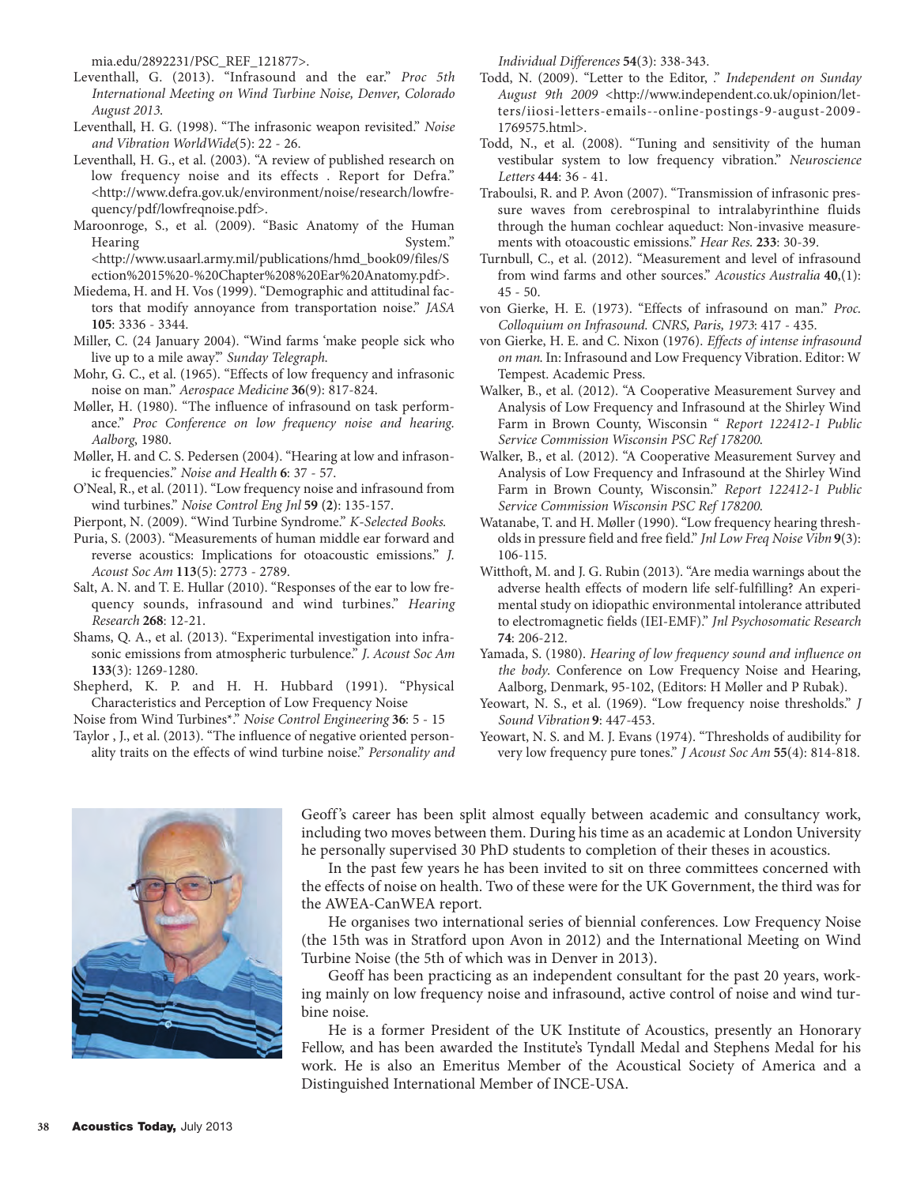mia.edu/2892231/PSC_REF_121877>.

Leventhall, G. (2013). "Infrasound and the ear." *Proc 5th International Meeting on Wind Turbine Noise, Denver, Colorado August 2013.*

Leventhall, H. G. (1998). "The infrasonic weapon revisited." *Noise and Vibration WorldWide*(5): 22 - 26.

Leventhall, H. G., et al. (2003). "A review of published research on low frequency noise and its effects . Report for Defra." <http://www.defra.gov.uk/environment/noise/research/lowfrequency/pdf/lowfreqnoise.pdf>.

Maroonroge, S., et al. (2009). "Basic Anatomy of the Human Hearing System." <http://www.usaarl.army.mil/publications/hmd_book09/files/Section%2015%20-%20Chapter%208%20Ear%20Anatomy.pdf>.

Miedema, H. and H. Vos (1999). "Demographic and attitudinal factors that modify annoyance from transportation noise." *JASA* **105**: 3336 - 3344.

Miller, C. (24 January 2004). "Wind farms 'make people sick who live up to a mile away'." *Sunday Telegraph.*

Mohr, G. C., et al. (1965). "Effects of low frequency and infrasonic noise on man." *Aerospace Medicine* **36**(9): 817-824.

Møller, H. (1980). "The influence of infrasound on task performance." *Proc Conference on low frequency noise and hearing. Aalborg*, 1980.

Møller, H. and C. S. Pedersen (2004). "Hearing at low and infrasonic frequencies." *Noise and Health* **6**: 37 - 57.

O'Neal, R., et al. (2011). "Low frequency noise and infrasound from wind turbines." *Noise Control Eng Jnl* **59** (**2**): 135-157.

Pierpont, N. (2009). "Wind Turbine Syndrome." *K-Selected Books.*

Puria, S. (2003). "Measurements of human middle ear forward and reverse acoustics: Implications for otoacoustic emissions." *J. Acoust Soc Am* **113**(5): 2773 - 2789.

Salt, A. N. and T. E. Hullar (2010). "Responses of the ear to low frequency sounds, infrasound and wind turbines." *Hearing Research* **268**: 12-21.

Shams, Q. A., et al. (2013). "Experimental investigation into infrasonic emissions from atmospheric turbulence." *J. Acoust Soc Am* **133**(3): 1269-1280.

Shepherd, K. P. and H. H. Hubbard (1991). "Physical Characteristics and Perception of Low Frequency Noise Noise from Wind Turbines*." *Noise Control Engineering* **36**: 5 - 15

Taylor , J., et al. (2013). "The influence of negative oriented personality traits on the effects of wind turbine noise." *Personality and Individual Differences* **54**(3): 338-343.

Todd, N. (2009). "Letter to the Editor, ." *Independent on Sunday August 9th 2009* <http://www.independent.co.uk/opinion/letters/iiosi-letters-emails--online-postings-9-august-2009-1769575.html>.

Todd, N., et al. (2008). "Tuning and sensitivity of the human vestibular system to low frequency vibration." *Neuroscience Letters* **444**: 36 - 41.

Traboulsi, R. and P. Avon (2007). "Transmission of infrasonic pressure waves from cerebrospinal to intralabyrinthine fluids through the human cochlear aqueduct: Non-invasive measurements with otoacoustic emissions." *Hear Res.* **233**: 30-39.

Turnbull, C., et al. (2012). "Measurement and level of infrasound from wind farms and other sources." *Acoustics Australia* **40**,(1): 45 - 50.

von Gierke, H. E. (1973). "Effects of infrasound on man." *Proc. Colloquium on Infrasound. CNRS, Paris, 1973*: 417 - 435.

von Gierke, H. E. and C. Nixon (1976). *Effects of intense infrasound on man.* In: Infrasound and Low Frequency Vibration. Editor: W Tempest. Academic Press.

Walker, B., et al. (2012). "A Cooperative Measurement Survey and Analysis of Low Frequency and Infrasound at the Shirley Wind Farm in Brown County, Wisconsin " *Report 122412-1 Public Service Commission Wisconsin PSC Ref 178200.*

Walker, B., et al. (2012). "A Cooperative Measurement Survey and Analysis of Low Frequency and Infrasound at the Shirley Wind Farm in Brown County, Wisconsin." *Report 122412-1 Public Service Commission Wisconsin PSC Ref 178200.*

Watanabe, T. and H. Møller (1990). "Low frequency hearing thresholds in pressure field and free field." *Jnl Low Freq Noise Vibn* **9**(3): 106-115.

Witthoft, M. and J. G. Rubin (2013). "Are media warnings about the adverse health effects of modern life self-fulfilling? An experimental study on idiopathic environmental intolerance attributed to electromagnetic fields (IEI-EMF)." *Jnl Psychosomatic Research* **74**: 206-212.

Yamada, S. (1980). *Hearing of low frequency sound and influence on the body.* Conference on Low Frequency Noise and Hearing, Aalborg, Denmark, 95-102, (Editors: H Møller and P Rubak).

Yeowart, N. S., et al. (1969). "Low frequency noise thresholds." *J Sound Vibration* **9**: 447-453.

Yeowart, N. S. and M. J. Evans (1974). "Thresholds of audibility for very low frequency pure tones." *J Acoust Soc Am* **55**(4): 814-818.

Geoff's career has been split almost equally between academic and consultancy work, including two moves between them. During his time as an academic at London University he personally supervised 30 PhD students to completion of their theses in acoustics.

In the past few years he has been invited to sit on three committees concerned with the effects of noise on health. Two of these were for the UK Government, the third was for the AWEA-CanWEA report.

He organises two international series of biennial conferences. Low Frequency Noise (the 15th was in Stratford upon Avon in 2012) and the International Meeting on Wind Turbine Noise (the 5th of which was in Denver in 2013).

Geoff has been practicing as an independent consultant for the past 20 years, working mainly on low frequency noise and infrasound, active control of noise and wind turbine noise.

He is a former President of the UK Institute of Acoustics, presently an Honorary Fellow, and has been awarded the Institute's Tyndall Medal and Stephens Medal for his work. He is also an Emeritus Member of the Acoustical Society of America and a Distinguished International Member of INCE-USA.